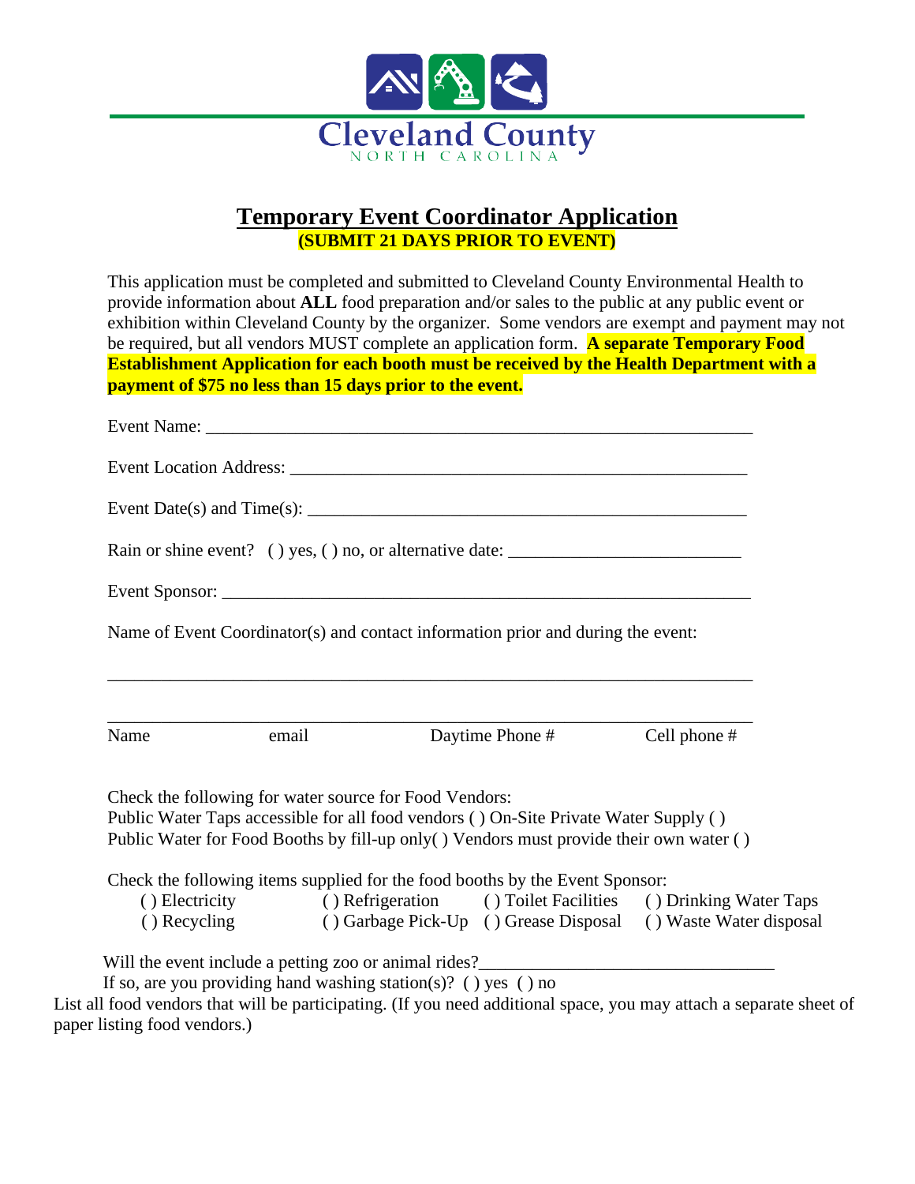Cleveland County
NORTH CAROLINA

# Temporary Event Coordinator Application

**(SUBMIT 21 DAYS PRIOR TO EVENT)**

This application must be completed and submitted to Cleveland County Environmental Health to provide information about **ALL** food preparation and/or sales to the public at any public event or exhibition within Cleveland County by the organizer. Some vendors are exempt and payment may not be required, but all vendors MUST complete an application form. **A separate Temporary Food Establishment Application for each booth must be received by the Health Department with a payment of $75 no less than 15 days prior to the event.**

Event Name: ___________________________________________________________

Event Location Address: ________________________________________________

Event Date(s) and Time(s): ______________________________________________

Rain or shine event? ( ) yes, ( ) no, or alternative date: _______________________

Event Sponsor: _________________________________________________________

Name of Event Coordinator(s) and contact information prior and during the event:

___________________________________________________________________________

___________________________________________________________________________

Name email Daytime Phone # Cell phone #

Check the following for water source for Food Vendors:
Public Water Taps accessible for all food vendors ( ) On-Site Private Water Supply ( )
Public Water for Food Booths by fill-up only( ) Vendors must provide their own water ( )

Check the following items supplied for the food booths by the Event Sponsor:

| | | | |
|---|---|---|---|
| ( ) Electricity | ( ) Refrigeration | ( ) Toilet Facilities | ( ) Drinking Water Taps |
| ( ) Recycling | ( ) Garbage Pick-Up | ( ) Grease Disposal | ( ) Waste Water disposal |

Will the event include a petting zoo or animal rides?________________________________
If so, are you providing hand washing station(s)? ( ) yes ( ) no

List all food vendors that will be participating. (If you need additional space, you may attach a separate sheet of paper listing food vendors.)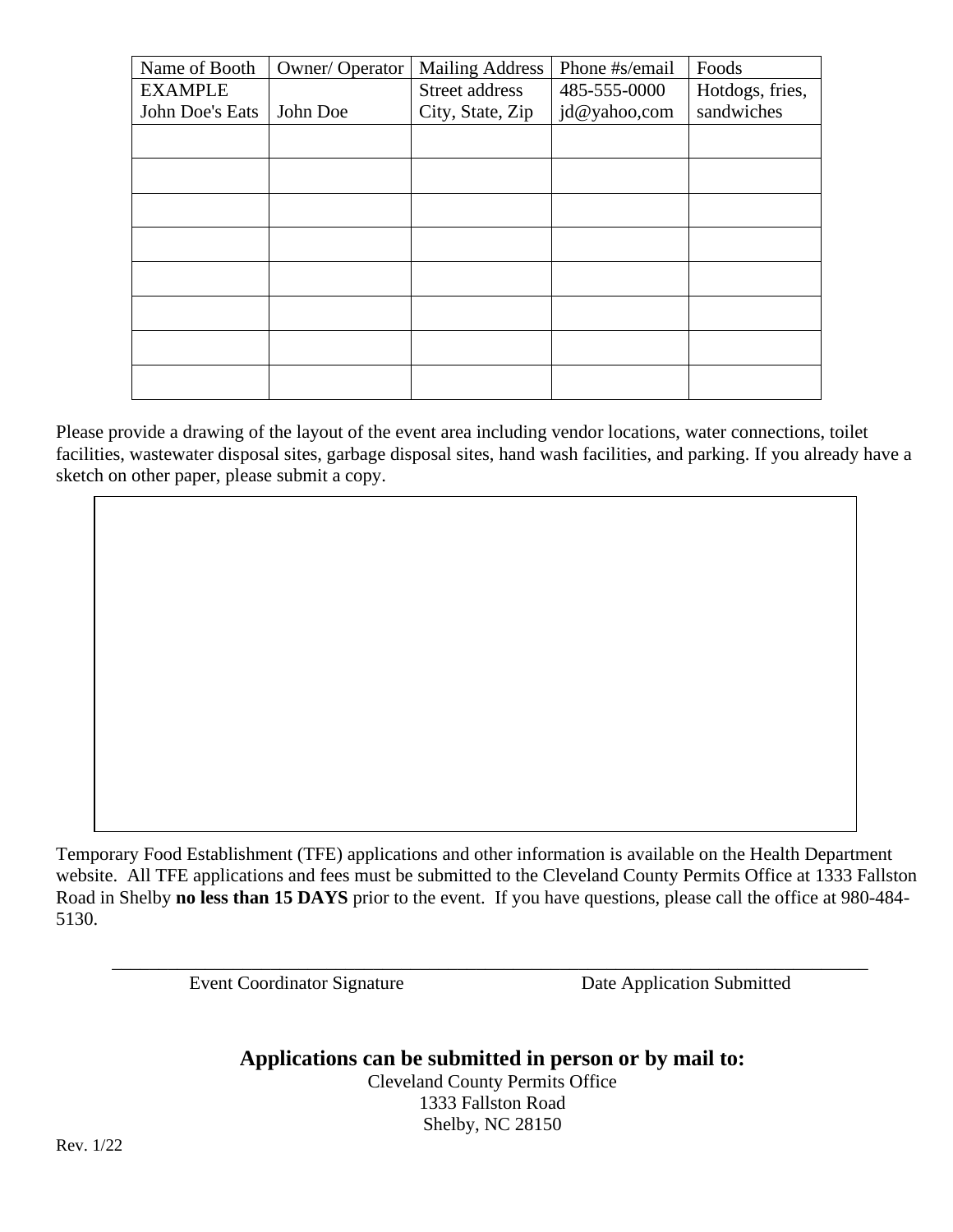| Name of Booth | Owner/ Operator | Mailing Address | Phone #s/email | Foods |
|---|---|---|---|---|
| EXAMPLE John Doe's Eats | John Doe | Street address City, State, Zip | 485-555-0000 jd@yahoo,com | Hotdogs, fries, sandwiches |
| | | | | |
| | | | | |
| | | | | |
| | | | | |
| | | | | |
| | | | | |
| | | | | |
| | | | | |

Please provide a drawing of the layout of the event area including vendor locations, water connections, toilet facilities, wastewater disposal sites, garbage disposal sites, hand wash facilities, and parking. If you already have a sketch on other paper, please submit a copy.

Temporary Food Establishment (TFE) applications and other information is available on the Health Department website. All TFE applications and fees must be submitted to the Cleveland County Permits Office at 1333 Fallston Road in Shelby **no less than 15 DAYS** prior to the event. If you have questions, please call the office at 980-484-5130.

______________________________________________________________________________

Event Coordinator Signature Date Application Submitted

**Applications can be submitted in person or by mail to:**

Cleveland County Permits Office
1333 Fallston Road
Shelby, NC 28150

Rev. 1/22